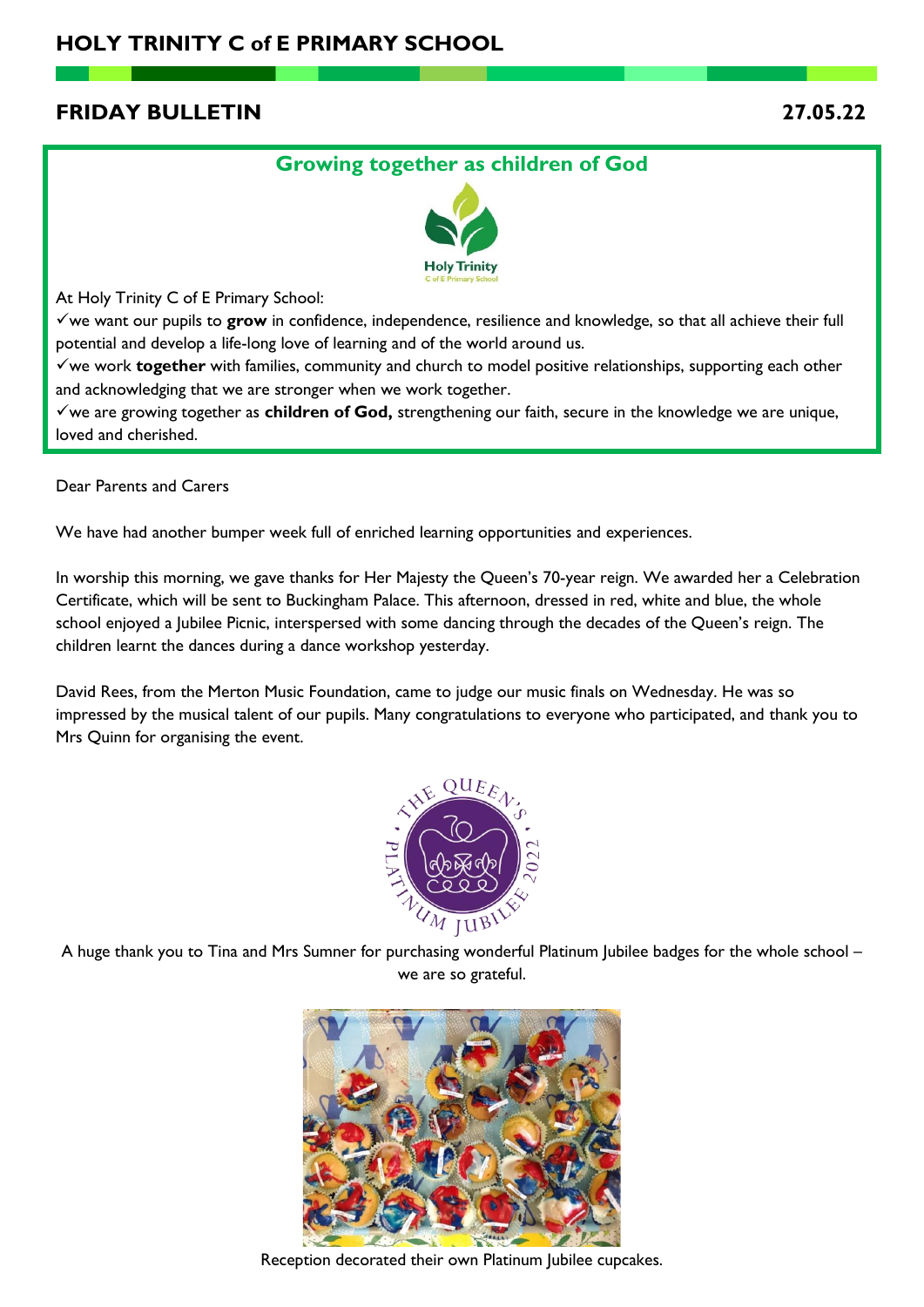# HOLY TRINITY C of E PRIMARY SCHOOL

## FRIDAY BULLETIN 27.05.22

### Growing together as children of God

At Holy Trinity C of E Primary School:

✓we want our pupils to **grow** in confidence, independence, resilience and knowledge, so that all achieve their full potential and develop a life-long love of learning and of the world around us.

✓we work **together** with families, community and church to model positive relationships, supporting each other and acknowledging that we are stronger when we work together.

✓we are growing together as **children of God,** strengthening our faith, secure in the knowledge we are unique, loved and cherished.

Dear Parents and Carers

We have had another bumper week full of enriched learning opportunities and experiences.

In worship this morning, we gave thanks for Her Majesty the Queen's 70-year reign. We awarded her a Celebration Certificate, which will be sent to Buckingham Palace. This afternoon, dressed in red, white and blue, the whole school enjoyed a Jubilee Picnic, interspersed with some dancing through the decades of the Queen's reign. The children learnt the dances during a dance workshop yesterday.

David Rees, from the Merton Music Foundation, came to judge our music finals on Wednesday. He was so impressed by the musical talent of our pupils. Many congratulations to everyone who participated, and thank you to Mrs Quinn for organising the event.

A huge thank you to Tina and Mrs Sumner for purchasing wonderful Platinum Jubilee badges for the whole school – we are so grateful.

Reception decorated their own Platinum Jubilee cupcakes.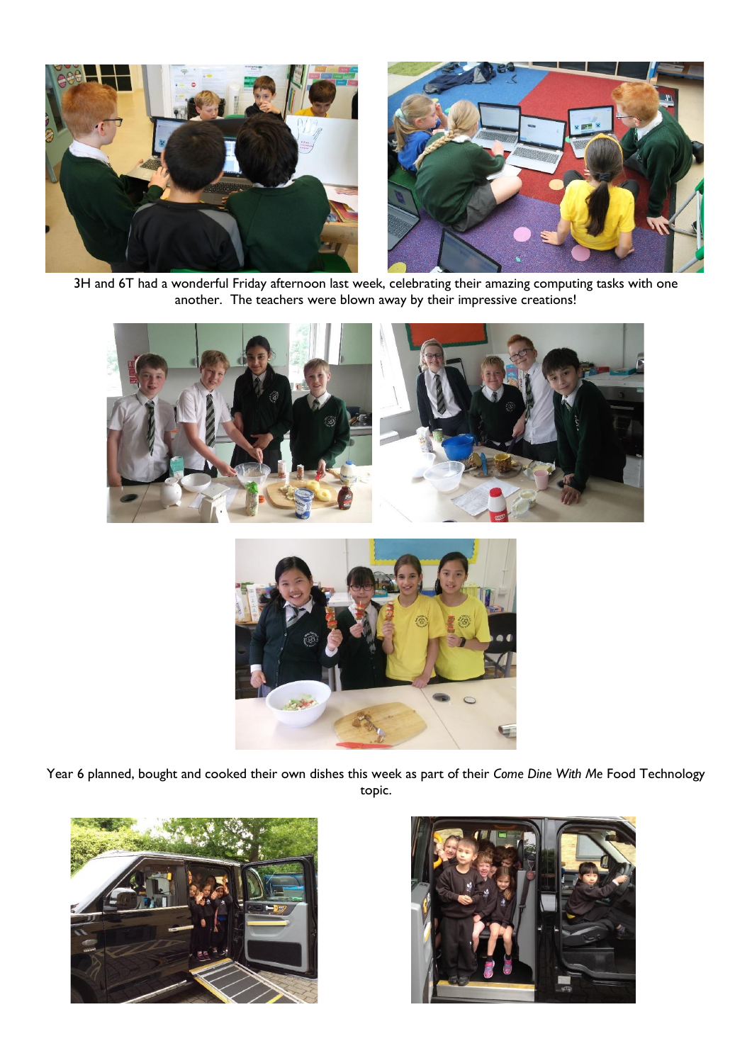3H and 6T had a wonderful Friday afternoon last week, celebrating their amazing computing tasks with one another. The teachers were blown away by their impressive creations!

Year 6 planned, bought and cooked their own dishes this week as part of their *Come Dine With Me* Food Technology topic.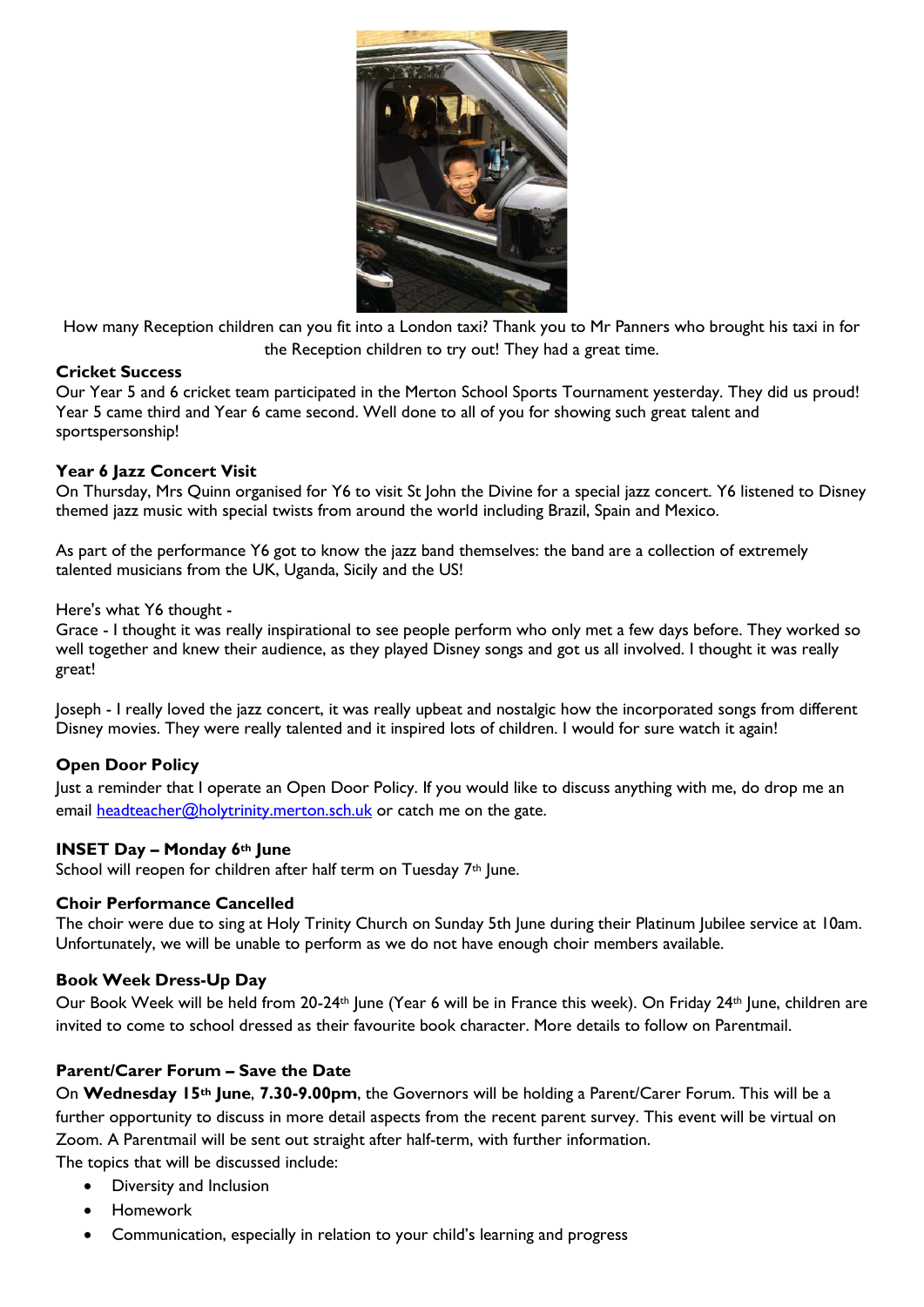How many Reception children can you fit into a London taxi? Thank you to Mr Panners who brought his taxi in for the Reception children to try out! They had a great time.

**Cricket Success**

Our Year 5 and 6 cricket team participated in the Merton School Sports Tournament yesterday. They did us proud! Year 5 came third and Year 6 came second. Well done to all of you for showing such great talent and sportspersonship!

**Year 6 Jazz Concert Visit**

On Thursday, Mrs Quinn organised for Y6 to visit St John the Divine for a special jazz concert. Y6 listened to Disney themed jazz music with special twists from around the world including Brazil, Spain and Mexico.

As part of the performance Y6 got to know the jazz band themselves: the band are a collection of extremely talented musicians from the UK, Uganda, Sicily and the US!

Here's what Y6 thought -

Grace - I thought it was really inspirational to see people perform who only met a few days before. They worked so well together and knew their audience, as they played Disney songs and got us all involved. I thought it was really great!

Joseph - I really loved the jazz concert, it was really upbeat and nostalgic how the incorporated songs from different Disney movies. They were really talented and it inspired lots of children. I would for sure watch it again!

**Open Door Policy**

Just a reminder that I operate an Open Door Policy. If you would like to discuss anything with me, do drop me an email headteacher@holytrinity.merton.sch.uk or catch me on the gate.

**INSET Day – Monday 6th June**

School will reopen for children after half term on Tuesday 7th June.

**Choir Performance Cancelled**

The choir were due to sing at Holy Trinity Church on Sunday 5th June during their Platinum Jubilee service at 10am. Unfortunately, we will be unable to perform as we do not have enough choir members available.

**Book Week Dress-Up Day**

Our Book Week will be held from 20-24th June (Year 6 will be in France this week). On Friday 24th June, children are invited to come to school dressed as their favourite book character. More details to follow on Parentmail.

**Parent/Carer Forum – Save the Date**

On **Wednesday 15th June**, **7.30-9.00pm**, the Governors will be holding a Parent/Carer Forum. This will be a further opportunity to discuss in more detail aspects from the recent parent survey. This event will be virtual on Zoom. A Parentmail will be sent out straight after half-term, with further information.

The topics that will be discussed include:

- Diversity and Inclusion
- Homework
- Communication, especially in relation to your child's learning and progress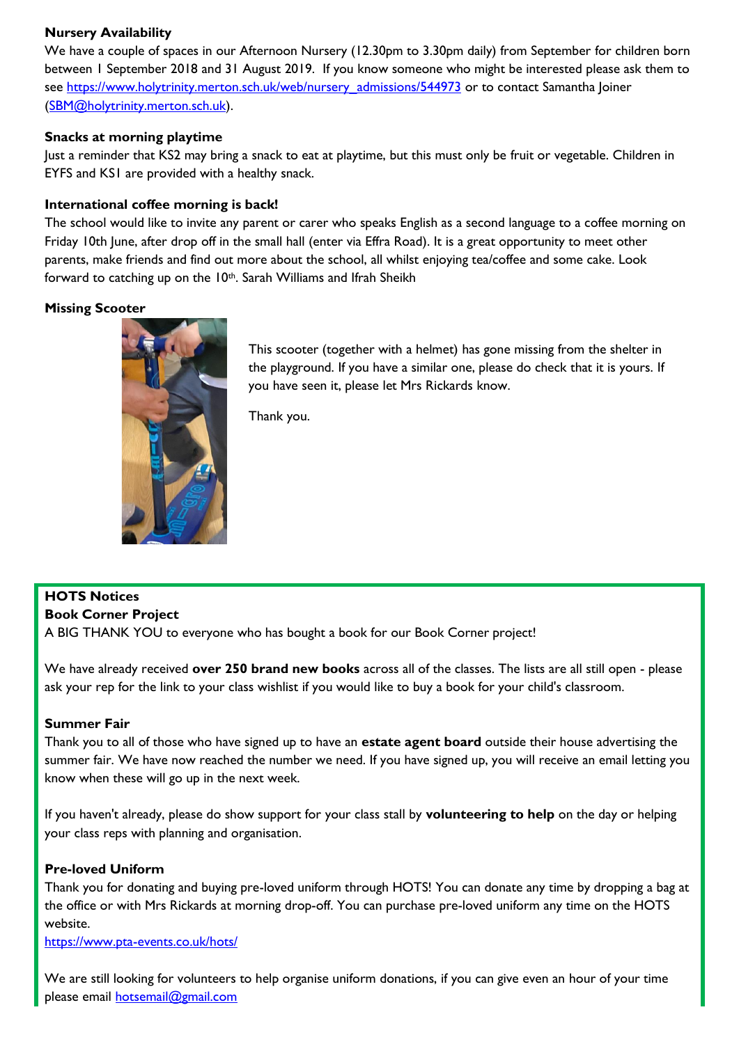### Nursery Availability

We have a couple of spaces in our Afternoon Nursery (12.30pm to 3.30pm daily) from September for children born between 1 September 2018 and 31 August 2019. If you know someone who might be interested please ask them to see https://www.holytrinity.merton.sch.uk/web/nursery_admissions/544973 or to contact Samantha Joiner (SBM@holytrinity.merton.sch.uk).

### Snacks at morning playtime

Just a reminder that KS2 may bring a snack to eat at playtime, but this must only be fruit or vegetable. Children in EYFS and KS1 are provided with a healthy snack.

### International coffee morning is back!

The school would like to invite any parent or carer who speaks English as a second language to a coffee morning on Friday 10th June, after drop off in the small hall (enter via Effra Road). It is a great opportunity to meet other parents, make friends and find out more about the school, all whilst enjoying tea/coffee and some cake. Look forward to catching up on the 10th. Sarah Williams and Ifrah Sheikh

### Missing Scooter

This scooter (together with a helmet) has gone missing from the shelter in the playground. If you have a similar one, please do check that it is yours. If you have seen it, please let Mrs Rickards know.

Thank you.

## HOTS Notices

### Book Corner Project

A BIG THANK YOU to everyone who has bought a book for our Book Corner project!

We have already received **over 250 brand new books** across all of the classes. The lists are all still open - please ask your rep for the link to your class wishlist if you would like to buy a book for your child's classroom.

### Summer Fair

Thank you to all of those who have signed up to have an **estate agent board** outside their house advertising the summer fair. We have now reached the number we need. If you have signed up, you will receive an email letting you know when these will go up in the next week.

If you haven't already, please do show support for your class stall by **volunteering to help** on the day or helping your class reps with planning and organisation.

### Pre-loved Uniform

Thank you for donating and buying pre-loved uniform through HOTS! You can donate any time by dropping a bag at the office or with Mrs Rickards at morning drop-off. You can purchase pre-loved uniform any time on the HOTS website.

https://www.pta-events.co.uk/hots/

We are still looking for volunteers to help organise uniform donations, if you can give even an hour of your time please email hotsemail@gmail.com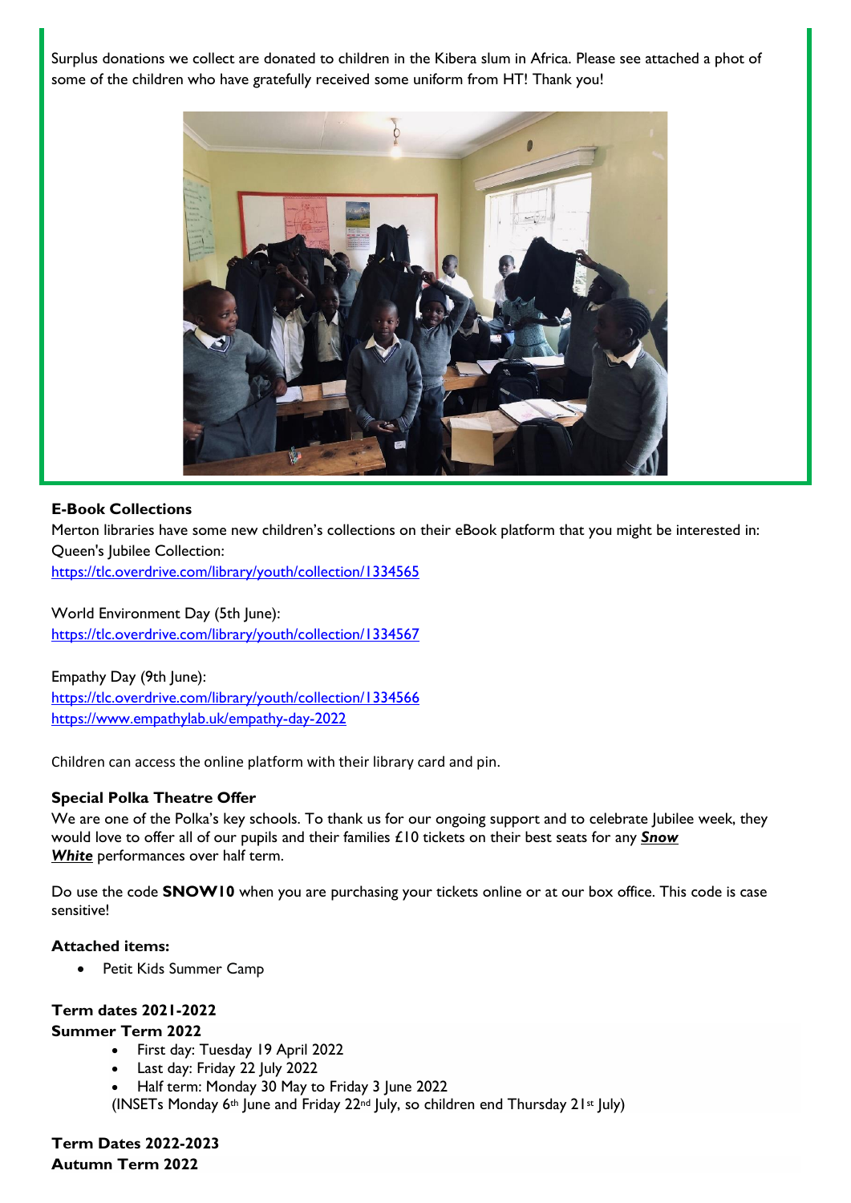Surplus donations we collect are donated to children in the Kibera slum in Africa. Please see attached a phot of some of the children who have gratefully received some uniform from HT! Thank you!

**E-Book Collections**

Merton libraries have some new children's collections on their eBook platform that you might be interested in:

Queen's Jubilee Collection:
https://tlc.overdrive.com/library/youth/collection/1334565

World Environment Day (5th June):
https://tlc.overdrive.com/library/youth/collection/1334567

Empathy Day (9th June):
https://tlc.overdrive.com/library/youth/collection/1334566
https://www.empathylab.uk/empathy-day-2022

Children can access the online platform with their library card and pin.

**Special Polka Theatre Offer**

We are one of the Polka's key schools. To thank us for our ongoing support and to celebrate Jubilee week, they would love to offer all of our pupils and their families £10 tickets on their best seats for any ***Snow White*** performances over half term.

Do use the code **SNOW10** when you are purchasing your tickets online or at our box office. This code is case sensitive!

**Attached items:**

- Petit Kids Summer Camp

**Term dates 2021-2022**

**Summer Term 2022**

- First day: Tuesday 19 April 2022
- Last day: Friday 22 July 2022
- Half term: Monday 30 May to Friday 3 June 2022

(INSETs Monday 6th June and Friday 22nd July, so children end Thursday 21st July)

**Term Dates 2022-2023**

**Autumn Term 2022**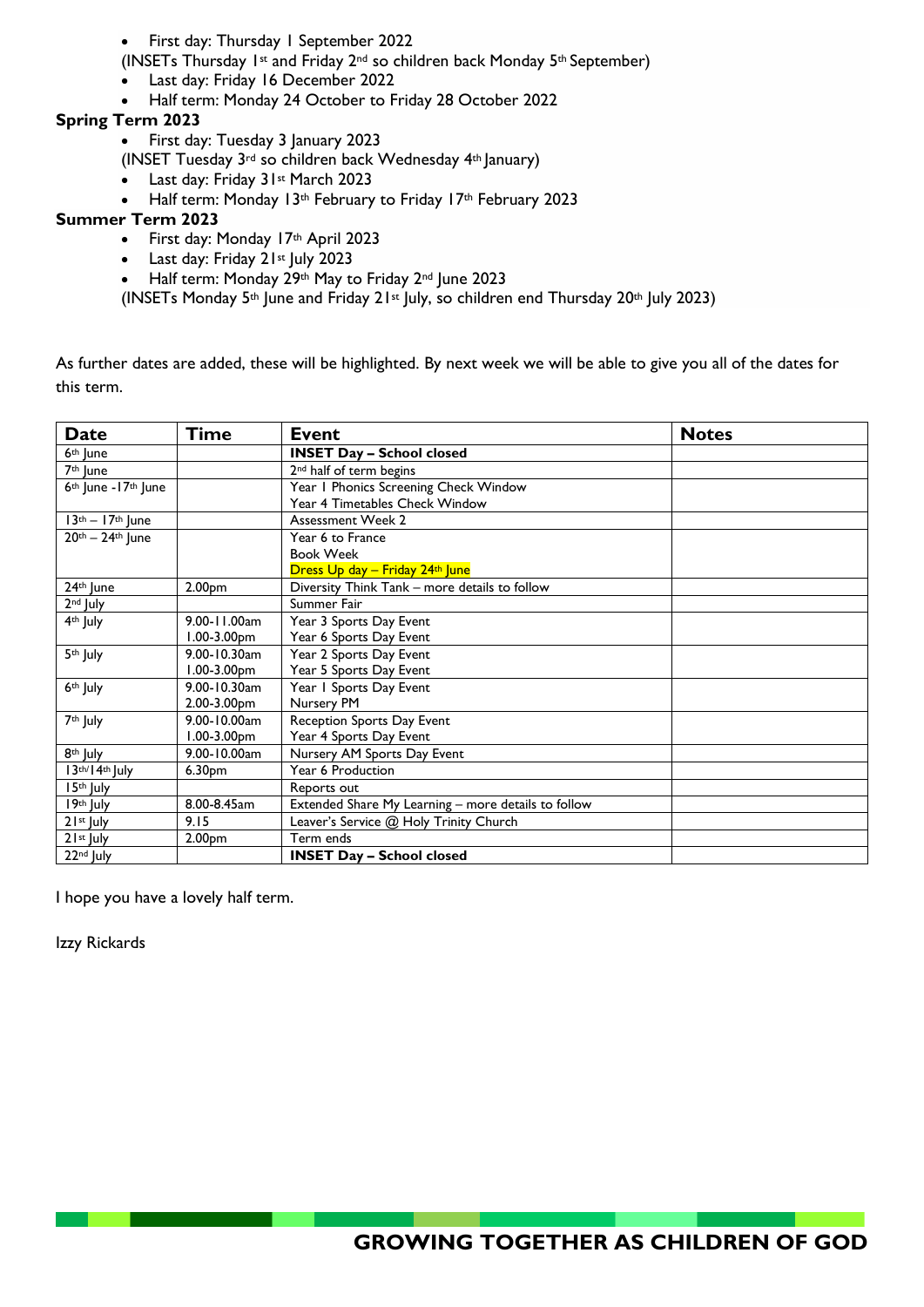- First day: Thursday 1 September 2022

(INSETs Thursday 1st and Friday 2nd so children back Monday 5th September)

- Last day: Friday 16 December 2022
- Half term: Monday 24 October to Friday 28 October 2022

**Spring Term 2023**

- First day: Tuesday 3 January 2023

(INSET Tuesday 3rd so children back Wednesday 4th January)

- Last day: Friday 31st March 2023
- Half term: Monday 13th February to Friday 17th February 2023

**Summer Term 2023**

- First day: Monday 17th April 2023
- Last day: Friday 21st July 2023
- Half term: Monday 29th May to Friday 2nd June 2023

(INSETs Monday 5th June and Friday 21st July, so children end Thursday 20th July 2023)

As further dates are added, these will be highlighted. By next week we will be able to give you all of the dates for this term.

| Date | Time | Event | Notes |
|---|---|---|---|
| 6th June | | **INSET Day – School closed** | |
| 7th June | | 2nd half of term begins | |
| 6th June -17th June | | Year 1 Phonics Screening Check Window<br>Year 4 Timetables Check Window | |
| 13th – 17th June | | Assessment Week 2 | |
| 20th – 24th June | | Year 6 to France<br>Book Week<br>Dress Up day – Friday 24th June | |
| 24th June | 2.00pm | Diversity Think Tank – more details to follow | |
| 2nd July | | Summer Fair | |
| 4th July | 9.00-11.00am<br>1.00-3.00pm | Year 3 Sports Day Event<br>Year 6 Sports Day Event | |
| 5th July | 9.00-10.30am<br>1.00-3.00pm | Year 2 Sports Day Event<br>Year 5 Sports Day Event | |
| 6th July | 9.00-10.30am<br>2.00-3.00pm | Year 1 Sports Day Event<br>Nursery PM | |
| 7th July | 9.00-10.00am<br>1.00-3.00pm | Reception Sports Day Event<br>Year 4 Sports Day Event | |
| 8th July | 9.00-10.00am | Nursery AM Sports Day Event | |
| 13th/14th July | 6.30pm | Year 6 Production | |
| 15th July | | Reports out | |
| 19th July | 8.00-8.45am | Extended Share My Learning – more details to follow | |
| 21st July | 9.15 | Leaver's Service @ Holy Trinity Church | |
| 21st July | 2.00pm | Term ends | |
| 22nd July | | **INSET Day – School closed** | |

I hope you have a lovely half term.

Izzy Rickards

**GROWING TOGETHER AS CHILDREN OF GOD**